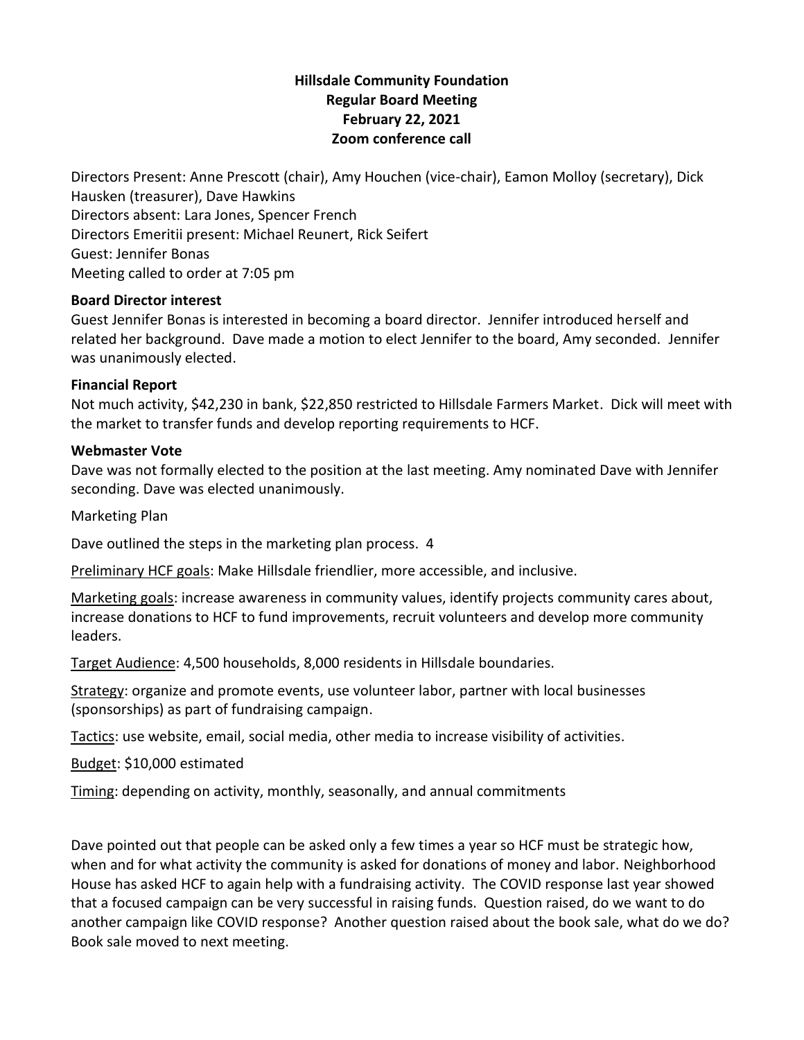**Hillsdale Community Foundation**
**Regular Board Meeting**
**February 22, 2021**
**Zoom conference call**

Directors Present: Anne Prescott (chair), Amy Houchen (vice-chair), Eamon Molloy (secretary), Dick Hausken (treasurer), Dave Hawkins
Directors absent: Lara Jones, Spencer French
Directors Emeritii present: Michael Reunert, Rick Seifert
Guest: Jennifer Bonas
Meeting called to order at 7:05 pm

**Board Director interest**

Guest Jennifer Bonas is interested in becoming a board director. Jennifer introduced herself and related her background. Dave made a motion to elect Jennifer to the board, Amy seconded. Jennifer was unanimously elected.

**Financial Report**

Not much activity, $42,230 in bank, $22,850 restricted to Hillsdale Farmers Market. Dick will meet with the market to transfer funds and develop reporting requirements to HCF.

**Webmaster Vote**

Dave was not formally elected to the position at the last meeting. Amy nominated Dave with Jennifer seconding. Dave was elected unanimously.

Marketing Plan

Dave outlined the steps in the marketing plan process. 4

Preliminary HCF goals: Make Hillsdale friendlier, more accessible, and inclusive.

Marketing goals: increase awareness in community values, identify projects community cares about, increase donations to HCF to fund improvements, recruit volunteers and develop more community leaders.

Target Audience: 4,500 households, 8,000 residents in Hillsdale boundaries.

Strategy: organize and promote events, use volunteer labor, partner with local businesses (sponsorships) as part of fundraising campaign.

Tactics: use website, email, social media, other media to increase visibility of activities.

Budget: $10,000 estimated

Timing: depending on activity, monthly, seasonally, and annual commitments

Dave pointed out that people can be asked only a few times a year so HCF must be strategic how, when and for what activity the community is asked for donations of money and labor. Neighborhood House has asked HCF to again help with a fundraising activity. The COVID response last year showed that a focused campaign can be very successful in raising funds. Question raised, do we want to do another campaign like COVID response? Another question raised about the book sale, what do we do? Book sale moved to next meeting.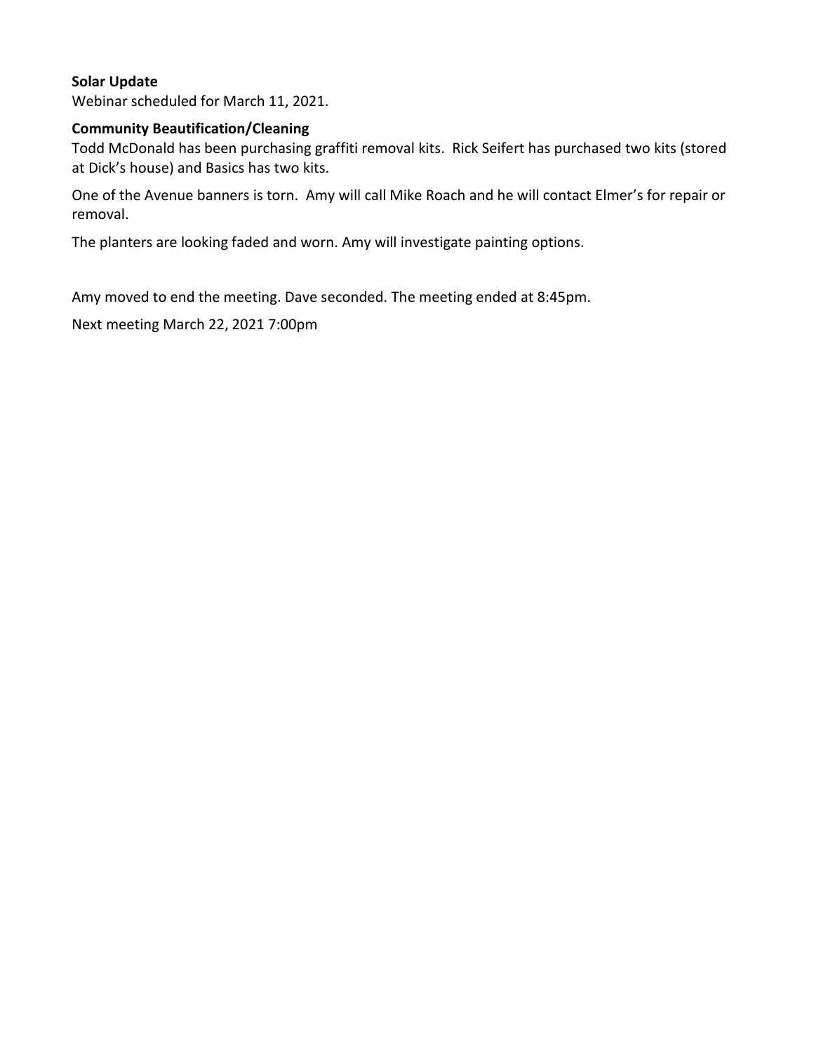**Solar Update**

Webinar scheduled for March 11, 2021.

**Community Beautification/Cleaning**

Todd McDonald has been purchasing graffiti removal kits. Rick Seifert has purchased two kits (stored at Dick's house) and Basics has two kits.

One of the Avenue banners is torn. Amy will call Mike Roach and he will contact Elmer's for repair or removal.

The planters are looking faded and worn. Amy will investigate painting options.

Amy moved to end the meeting. Dave seconded. The meeting ended at 8:45pm.

Next meeting March 22, 2021 7:00pm